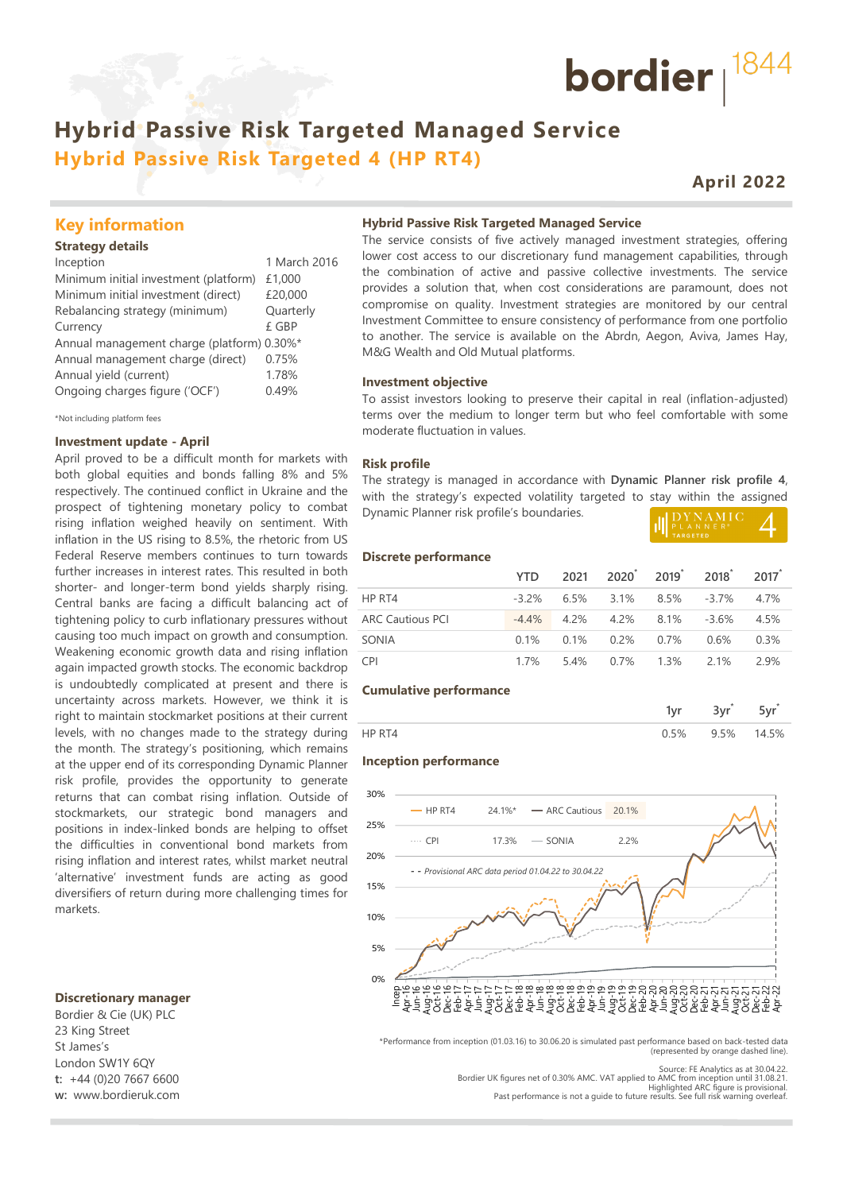bordier 1844

# Hybrid Passive Risk Targeted Managed Service

## Hybrid Passive Risk Targeted 4 (HP RT4)

**April 2022**

## Key information

### Strategy details

| | |
|---|---|
| Inception | 1 March 2016 |
| Minimum initial investment (platform) | £1,000 |
| Minimum initial investment (direct) | £20,000 |
| Rebalancing strategy (minimum) | Quarterly |
| Currency | £ GBP |
| Annual management charge (platform) | 0.30%* |
| Annual management charge (direct) | 0.75% |
| Annual yield (current) | 1.78% |
| Ongoing charges figure ('OCF') | 0.49% |

*Not including platform fees

### Investment update - April

April proved to be a difficult month for markets with both global equities and bonds falling 8% and 5% respectively. The continued conflict in Ukraine and the prospect of tightening monetary policy to combat rising inflation weighed heavily on sentiment. With inflation in the US rising to 8.5%, the rhetoric from US Federal Reserve members continues to turn towards further increases in interest rates. This resulted in both shorter- and longer-term bond yields sharply rising. Central banks are facing a difficult balancing act of tightening policy to curb inflationary pressures without causing too much impact on growth and consumption. Weakening economic growth data and rising inflation again impacted growth stocks. The economic backdrop is undoubtedly complicated at present and there is uncertainty across markets. However, we think it is right to maintain stockmarket positions at their current levels, with no changes made to the strategy during the month. The strategy's positioning, which remains at the upper end of its corresponding Dynamic Planner risk profile, provides the opportunity to generate returns that can combat rising inflation. Outside of stockmarkets, our strategic bond managers and positions in index-linked bonds are helping to offset the difficulties in conventional bond markets from rising inflation and interest rates, whilst market neutral 'alternative' investment funds are acting as good diversifiers of return during more challenging times for markets.

### Discretionary manager

Bordier & Cie (UK) PLC
23 King Street
St James's
London SW1Y 6QY
**t:** +44 (0)20 7667 6600
**w:** www.bordieruk.com

### Hybrid Passive Risk Targeted Managed Service

The service consists of five actively managed investment strategies, offering lower cost access to our discretionary fund management capabilities, through the combination of active and passive collective investments. The service provides a solution that, when cost considerations are paramount, does not compromise on quality. Investment strategies are monitored by our central Investment Committee to ensure consistency of performance from one portfolio to another. The service is available on the Abrdn, Aegon, Aviva, James Hay, M&G Wealth and Old Mutual platforms.

### Investment objective

To assist investors looking to preserve their capital in real (inflation-adjusted) terms over the medium to longer term but who feel comfortable with some moderate fluctuation in values.

### Risk profile

The strategy is managed in accordance with **Dynamic Planner risk profile 4**, with the strategy's expected volatility targeted to stay within the assigned Dynamic Planner risk profile's boundaries.

DYNAMIC PLANNER® TARGETED 4

### Discrete performance

| | YTD | 2021 | 2020* | 2019* | 2018* | 2017* |
|---|---|---|---|---|---|---|
| HP RT4 | -3.2% | 6.5% | 3.1% | 8.5% | -3.7% | 4.7% |
| ARC Cautious PCI | -4.4% | 4.2% | 4.2% | 8.1% | -3.6% | 4.5% |
| SONIA | 0.1% | 0.1% | 0.2% | 0.7% | 0.6% | 0.3% |
| CPI | 1.7% | 5.4% | 0.7% | 1.3% | 2.1% | 2.9% |

### Cumulative performance

| | 1yr | 3yr* | 5yr* |
|---|---|---|---|
| HP RT4 | 0.5% | 9.5% | 14.5% |

### Inception performance

| | |
|---|---|
| HP RT4 | 24.1%* |
| ARC Cautious | 20.1% |
| CPI | 17.3% |
| SONIA | 2.2% |

- - Provisional ARC data period 01.04.22 to 30.04.22

*Performance from inception (01.03.16) to 30.06.20 is simulated past performance based on back-tested data (represented by orange dashed line).

Source: FE Analytics as at 30.04.22.
Bordier UK figures net of 0.30% AMC. VAT applied to AMC from inception until 31.08.21.
Highlighted ARC figure is provisional.
Past performance is not a guide to future results. See full risk warning overleaf.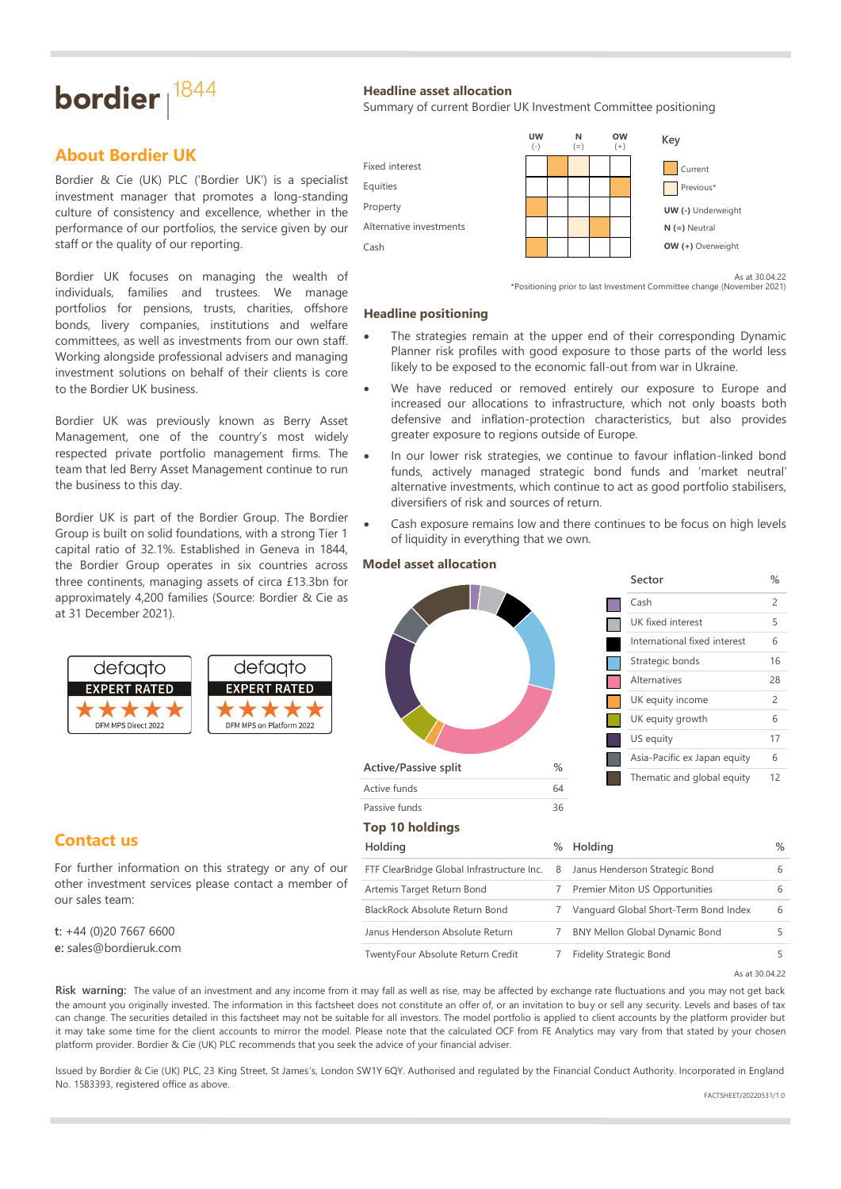# bordier 1844

## About Bordier UK

Bordier & Cie (UK) PLC ('Bordier UK') is a specialist investment manager that promotes a long-standing culture of consistency and excellence, whether in the performance of our portfolios, the service given by our staff or the quality of our reporting.

Bordier UK focuses on managing the wealth of individuals, families and trustees. We manage portfolios for pensions, trusts, charities, offshore bonds, livery companies, institutions and welfare committees, as well as investments from our own staff. Working alongside professional advisers and managing investment solutions on behalf of their clients is core to the Bordier UK business.

Bordier UK was previously known as Berry Asset Management, one of the country's most widely respected private portfolio management firms. The team that led Berry Asset Management continue to run the business to this day.

Bordier UK is part of the Bordier Group. The Bordier Group is built on solid foundations, with a strong Tier 1 capital ratio of 32.1%. Established in Geneva in 1844, the Bordier Group operates in six countries across three continents, managing assets of circa £13.3bn for approximately 4,200 families (Source: Bordier & Cie as at 31 December 2021).

defaqto EXPERT RATED ★★★★★ DFM MPS Direct 2022

defaqto EXPERT RATED ★★★★★ DFM MPS on Platform 2022

## Headline asset allocation

Summary of current Bordier UK Investment Committee positioning

UW (-) N (=) OW (+)

Fixed interest

Equities

Property

Alternative investments

Cash

Key

Current

Previous*

**UW (-)** Underweight

**N (=)** Neutral

**OW (+)** Overweight

As at 30.04.22

*Positioning prior to last Investment Committee change (November 2021)

## Headline positioning

- The strategies remain at the upper end of their corresponding Dynamic Planner risk profiles with good exposure to those parts of the world less likely to be exposed to the economic fall-out from war in Ukraine.
- We have reduced or removed entirely our exposure to Europe and increased our allocations to infrastructure, which not only boasts both defensive and inflation-protection characteristics, but also provides greater exposure to regions outside of Europe.
- In our lower risk strategies, we continue to favour inflation-linked bond funds, actively managed strategic bond funds and 'market neutral' alternative investments, which continue to act as good portfolio stabilisers, diversifiers of risk and sources of return.
- Cash exposure remains low and there continues to be focus on high levels of liquidity in everything that we own.

## Model asset allocation

| Sector | % |
|---|---|
| Cash | 2 |
| UK fixed interest | 5 |
| International fixed interest | 6 |
| Strategic bonds | 16 |
| Alternatives | 28 |
| UK equity income | 2 |
| UK equity growth | 6 |
| US equity | 17 |
| Asia-Pacific ex Japan equity | 6 |
| Thematic and global equity | 12 |

| Active/Passive split | % |
|---|---|
| Active funds | 64 |
| Passive funds | 36 |

## Top 10 holdings

| Holding | % | Holding | % |
|---|---|---|---|
| FTF ClearBridge Global Infrastructure Inc. | 8 | Janus Henderson Strategic Bond | 6 |
| Artemis Target Return Bond | 7 | Premier Miton US Opportunities | 6 |
| BlackRock Absolute Return Bond | 7 | Vanguard Global Short-Term Bond Index | 6 |
| Janus Henderson Absolute Return | 7 | BNY Mellon Global Dynamic Bond | 5 |
| TwentyFour Absolute Return Credit | 7 | Fidelity Strategic Bond | 5 |

As at 30.04.22

## Contact us

For further information on this strategy or any of our other investment services please contact a member of our sales team:

**t:** +44 (0)20 7667 6600
**e:** sales@bordieruk.com

**Risk warning:** The value of an investment and any income from it may fall as well as rise, may be affected by exchange rate fluctuations and you may not get back the amount you originally invested. The information in this factsheet does not constitute an offer of, or an invitation to buy or sell any security. Levels and bases of tax can change. The securities detailed in this factsheet may not be suitable for all investors. The model portfolio is applied to client accounts by the platform provider but it may take some time for the client accounts to mirror the model. Please note that the calculated OCF from FE Analytics may vary from that stated by your chosen platform provider. Bordier & Cie (UK) PLC recommends that you seek the advice of your financial adviser.

Issued by Bordier & Cie (UK) PLC, 23 King Street, St James's, London SW1Y 6QY. Authorised and regulated by the Financial Conduct Authority. Incorporated in England No. 1583393, registered office as above.

FACTSHEET/20220531/1.0